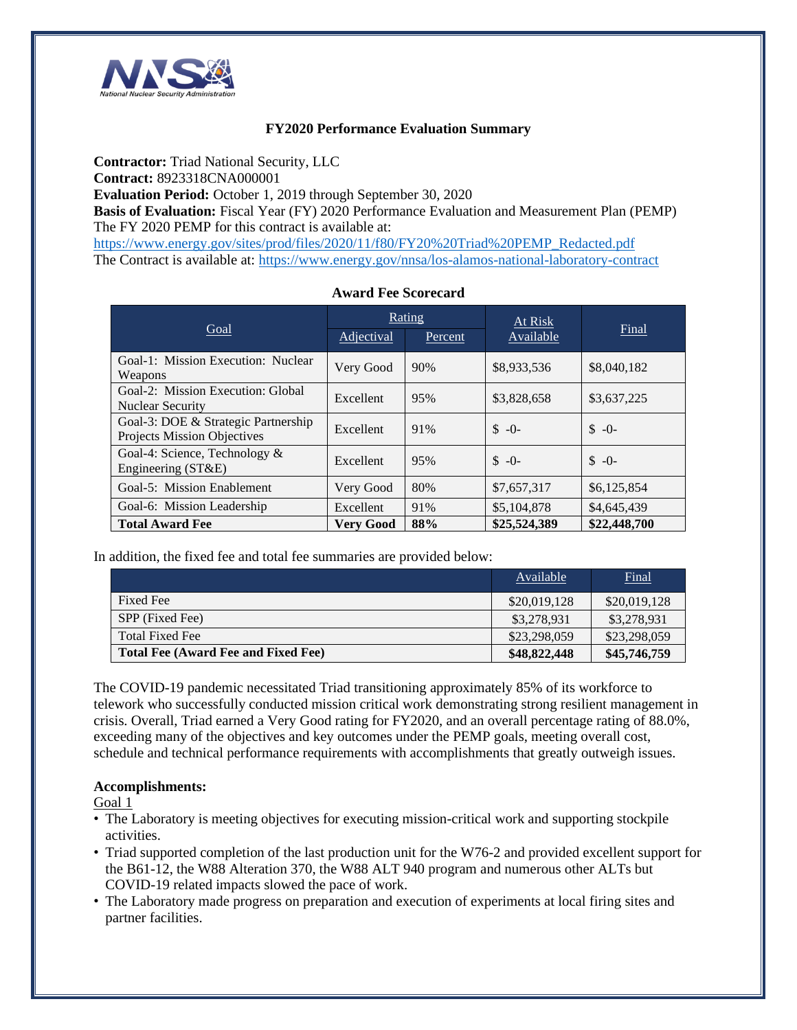### FY2020 Performance Evaluation Summary

**Contractor:** Triad National Security, LLC
**Contract:** 8923318CNA000001
**Evaluation Period:** October 1, 2019 through September 30, 2020
**Basis of Evaluation:** Fiscal Year (FY) 2020 Performance Evaluation and Measurement Plan (PEMP)
The FY 2020 PEMP for this contract is available at:
https://www.energy.gov/sites/prod/files/2020/11/f80/FY20%20Triad%20PEMP_Redacted.pdf
The Contract is available at: https://www.energy.gov/nnsa/los-alamos-national-laboratory-contract

**Award Fee Scorecard**

| Goal | Rating | | At Risk Available | Final |
|---|---|---|---|---|
| | Adjectival | Percent | | |
| Goal-1: Mission Execution: Nuclear Weapons | Very Good | 90% | $8,933,536 | $8,040,182 |
| Goal-2: Mission Execution: Global Nuclear Security | Excellent | 95% | $3,828,658 | $3,637,225 |
| Goal-3: DOE & Strategic Partnership Projects Mission Objectives | Excellent | 91% | $ -0- | $ -0- |
| Goal-4: Science, Technology & Engineering (ST&E) | Excellent | 95% | $ -0- | $ -0- |
| Goal-5: Mission Enablement | Very Good | 80% | $7,657,317 | $6,125,854 |
| Goal-6: Mission Leadership | Excellent | 91% | $5,104,878 | $4,645,439 |
| **Total Award Fee** | **Very Good** | **88%** | **$25,524,389** | **$22,448,700** |

In addition, the fixed fee and total fee summaries are provided below:

| | Available | Final |
|---|---|---|
| Fixed Fee | $20,019,128 | $20,019,128 |
| SPP (Fixed Fee) | $3,278,931 | $3,278,931 |
| Total Fixed Fee | $23,298,059 | $23,298,059 |
| **Total Fee (Award Fee and Fixed Fee)** | **$48,822,448** | **$45,746,759** |

The COVID-19 pandemic necessitated Triad transitioning approximately 85% of its workforce to telework who successfully conducted mission critical work demonstrating strong resilient management in crisis. Overall, Triad earned a Very Good rating for FY2020, and an overall percentage rating of 88.0%, exceeding many of the objectives and key outcomes under the PEMP goals, meeting overall cost, schedule and technical performance requirements with accomplishments that greatly outweigh issues.

**Accomplishments:**

Goal 1

- The Laboratory is meeting objectives for executing mission-critical work and supporting stockpile activities.
- Triad supported completion of the last production unit for the W76-2 and provided excellent support for the B61-12, the W88 Alteration 370, the W88 ALT 940 program and numerous other ALTs but COVID-19 related impacts slowed the pace of work.
- The Laboratory made progress on preparation and execution of experiments at local firing sites and partner facilities.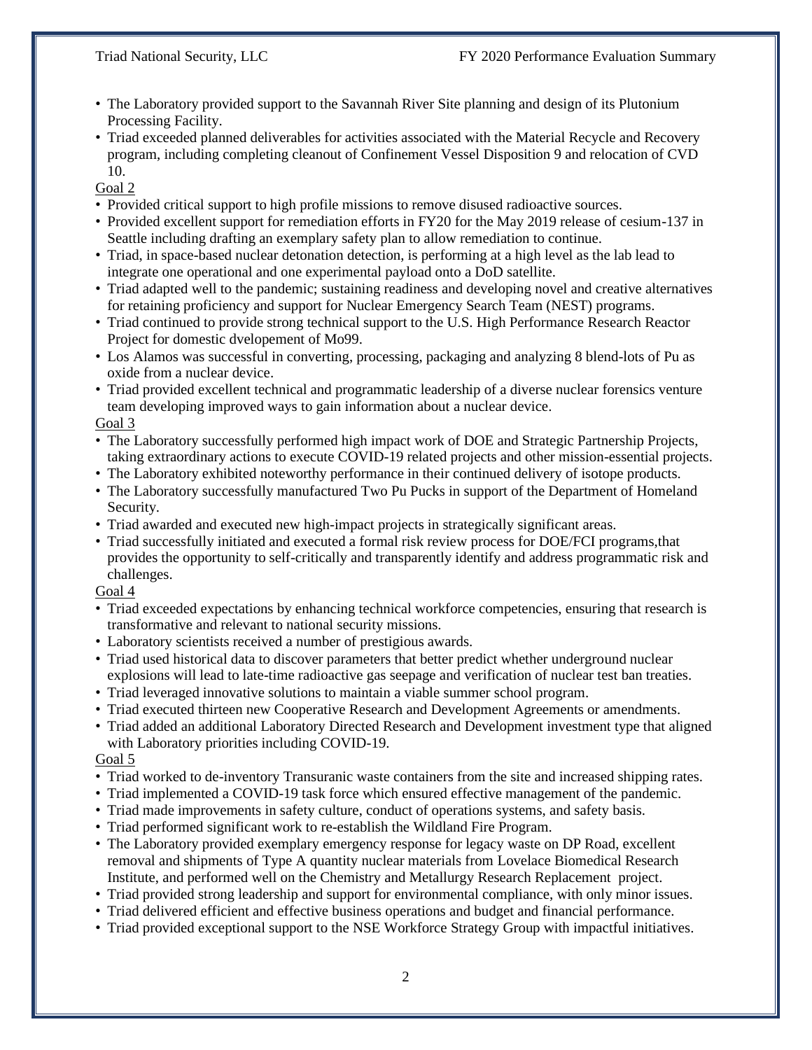- The Laboratory provided support to the Savannah River Site planning and design of its Plutonium Processing Facility.
- Triad exceeded planned deliverables for activities associated with the Material Recycle and Recovery program, including completing cleanout of Confinement Vessel Disposition 9 and relocation of CVD 10.

Goal 2

- Provided critical support to high profile missions to remove disused radioactive sources.
- Provided excellent support for remediation efforts in FY20 for the May 2019 release of cesium-137 in Seattle including drafting an exemplary safety plan to allow remediation to continue.
- Triad, in space-based nuclear detonation detection, is performing at a high level as the lab lead to integrate one operational and one experimental payload onto a DoD satellite.
- Triad adapted well to the pandemic; sustaining readiness and developing novel and creative alternatives for retaining proficiency and support for Nuclear Emergency Search Team (NEST) programs.
- Triad continued to provide strong technical support to the U.S. High Performance Research Reactor Project for domestic dvelopement of Mo99.
- Los Alamos was successful in converting, processing, packaging and analyzing 8 blend-lots of Pu as oxide from a nuclear device.
- Triad provided excellent technical and programmatic leadership of a diverse nuclear forensics venture team developing improved ways to gain information about a nuclear device.

Goal 3

- The Laboratory successfully performed high impact work of DOE and Strategic Partnership Projects, taking extraordinary actions to execute COVID-19 related projects and other mission-essential projects.
- The Laboratory exhibited noteworthy performance in their continued delivery of isotope products.
- The Laboratory successfully manufactured Two Pu Pucks in support of the Department of Homeland Security.
- Triad awarded and executed new high-impact projects in strategically significant areas.
- Triad successfully initiated and executed a formal risk review process for DOE/FCI programs,that provides the opportunity to self-critically and transparently identify and address programmatic risk and challenges.

Goal 4

- Triad exceeded expectations by enhancing technical workforce competencies, ensuring that research is transformative and relevant to national security missions.
- Laboratory scientists received a number of prestigious awards.
- Triad used historical data to discover parameters that better predict whether underground nuclear explosions will lead to late-time radioactive gas seepage and verification of nuclear test ban treaties.
- Triad leveraged innovative solutions to maintain a viable summer school program.
- Triad executed thirteen new Cooperative Research and Development Agreements or amendments.
- Triad added an additional Laboratory Directed Research and Development investment type that aligned with Laboratory priorities including COVID-19.

Goal 5

- Triad worked to de-inventory Transuranic waste containers from the site and increased shipping rates.
- Triad implemented a COVID-19 task force which ensured effective management of the pandemic.
- Triad made improvements in safety culture, conduct of operations systems, and safety basis.
- Triad performed significant work to re-establish the Wildland Fire Program.
- The Laboratory provided exemplary emergency response for legacy waste on DP Road, excellent removal and shipments of Type A quantity nuclear materials from Lovelace Biomedical Research Institute, and performed well on the Chemistry and Metallurgy Research Replacement project.
- Triad provided strong leadership and support for environmental compliance, with only minor issues.
- Triad delivered efficient and effective business operations and budget and financial performance.
- Triad provided exceptional support to the NSE Workforce Strategy Group with impactful initiatives.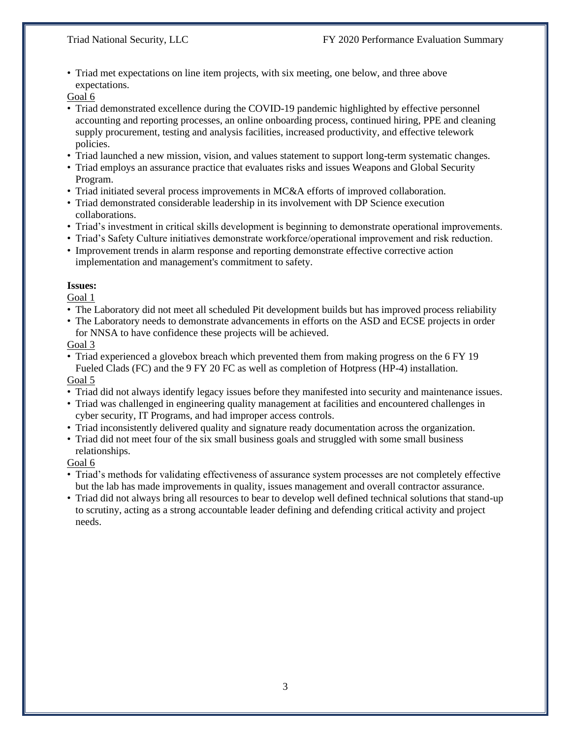- Triad met expectations on line item projects, with six meeting, one below, and three above expectations.

Goal 6

- Triad demonstrated excellence during the COVID-19 pandemic highlighted by effective personnel accounting and reporting processes, an online onboarding process, continued hiring, PPE and cleaning supply procurement, testing and analysis facilities, increased productivity, and effective telework policies.
- Triad launched a new mission, vision, and values statement to support long-term systematic changes.
- Triad employs an assurance practice that evaluates risks and issues Weapons and Global Security Program.
- Triad initiated several process improvements in MC&A efforts of improved collaboration.
- Triad demonstrated considerable leadership in its involvement with DP Science execution collaborations.
- Triad's investment in critical skills development is beginning to demonstrate operational improvements.
- Triad's Safety Culture initiatives demonstrate workforce/operational improvement and risk reduction.
- Improvement trends in alarm response and reporting demonstrate effective corrective action implementation and management's commitment to safety.

**Issues:**

Goal 1

- The Laboratory did not meet all scheduled Pit development builds but has improved process reliability
- The Laboratory needs to demonstrate advancements in efforts on the ASD and ECSE projects in order for NNSA to have confidence these projects will be achieved.

Goal 3

- Triad experienced a glovebox breach which prevented them from making progress on the 6 FY 19 Fueled Clads (FC) and the 9 FY 20 FC as well as completion of Hotpress (HP-4) installation.

Goal 5

- Triad did not always identify legacy issues before they manifested into security and maintenance issues.
- Triad was challenged in engineering quality management at facilities and encountered challenges in cyber security, IT Programs, and had improper access controls.
- Triad inconsistently delivered quality and signature ready documentation across the organization.
- Triad did not meet four of the six small business goals and struggled with some small business relationships.

Goal 6

- Triad's methods for validating effectiveness of assurance system processes are not completely effective but the lab has made improvements in quality, issues management and overall contractor assurance.
- Triad did not always bring all resources to bear to develop well defined technical solutions that stand-up to scrutiny, acting as a strong accountable leader defining and defending critical activity and project needs.